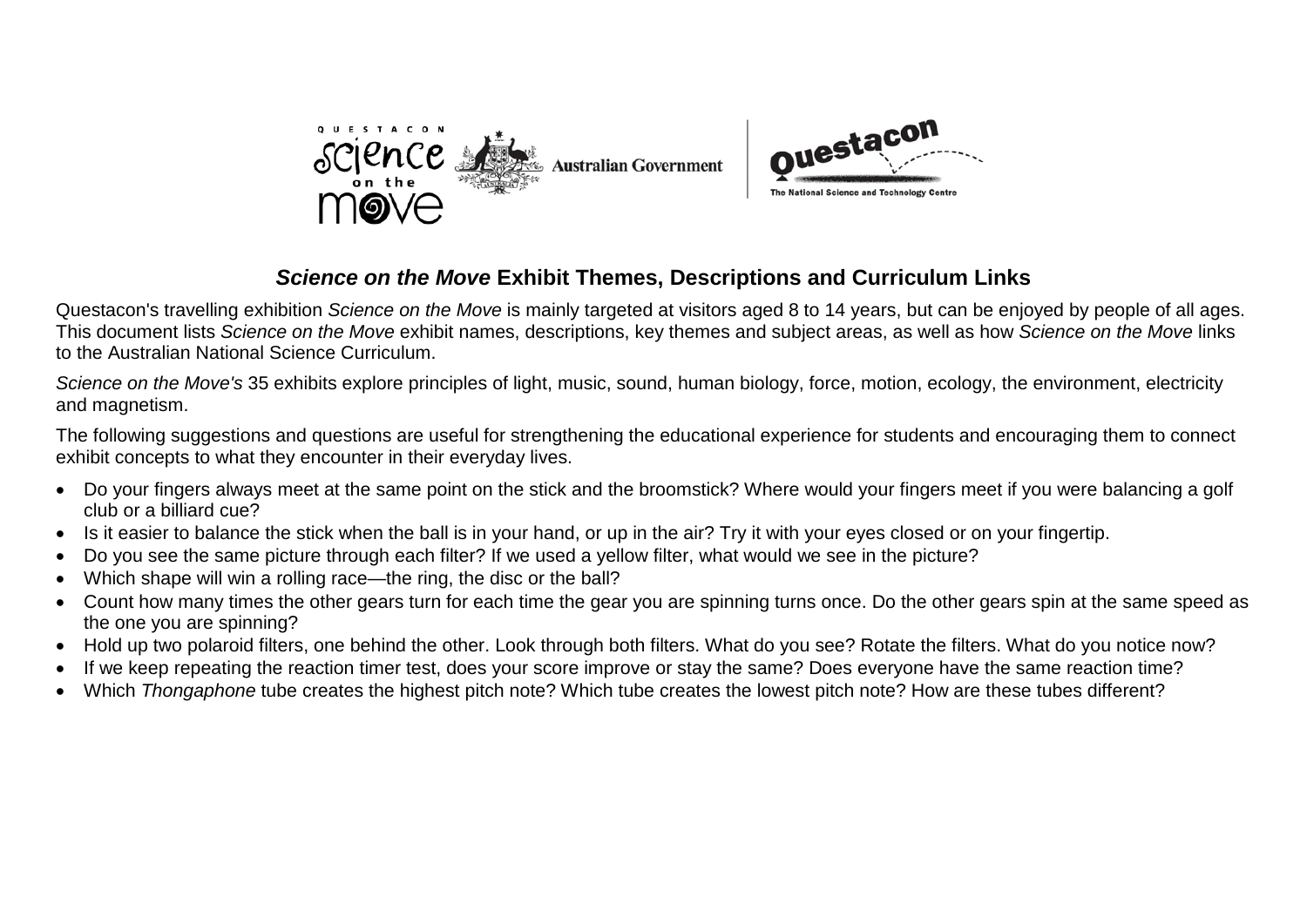## *Science on the Move* Exhibit Themes, Descriptions and Curriculum Links

Questacon's travelling exhibition *Science on the Move* is mainly targeted at visitors aged 8 to 14 years, but can be enjoyed by people of all ages. This document lists *Science on the Move* exhibit names, descriptions, key themes and subject areas, as well as how *Science on the Move* links to the Australian National Science Curriculum.

*Science on the Move's* 35 exhibits explore principles of light, music, sound, human biology, force, motion, ecology, the environment, electricity and magnetism.

The following suggestions and questions are useful for strengthening the educational experience for students and encouraging them to connect exhibit concepts to what they encounter in their everyday lives.

- Do your fingers always meet at the same point on the stick and the broomstick? Where would your fingers meet if you were balancing a golf club or a billiard cue?
- Is it easier to balance the stick when the ball is in your hand, or up in the air? Try it with your eyes closed or on your fingertip.
- Do you see the same picture through each filter? If we used a yellow filter, what would we see in the picture?
- Which shape will win a rolling race—the ring, the disc or the ball?
- Count how many times the other gears turn for each time the gear you are spinning turns once. Do the other gears spin at the same speed as the one you are spinning?
- Hold up two polaroid filters, one behind the other. Look through both filters. What do you see? Rotate the filters. What do you notice now?
- If we keep repeating the reaction timer test, does your score improve or stay the same? Does everyone have the same reaction time?
- Which *Thongaphone* tube creates the highest pitch note? Which tube creates the lowest pitch note? How are these tubes different?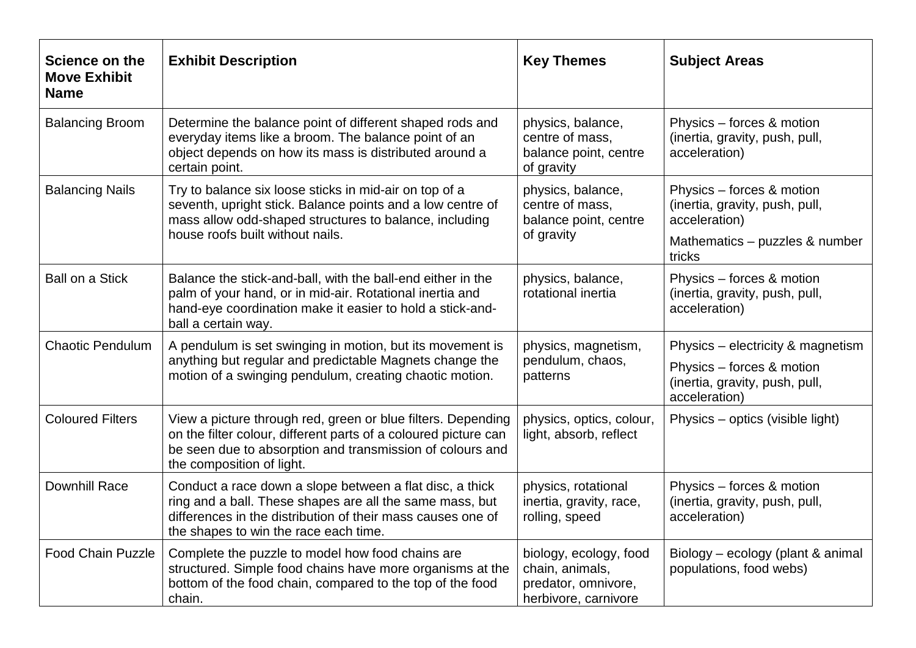| Science on the Move Exhibit Name | Exhibit Description | Key Themes | Subject Areas |
|---|---|---|---|
| Balancing Broom | Determine the balance point of different shaped rods and everyday items like a broom. The balance point of an object depends on how its mass is distributed around a certain point. | physics, balance, centre of mass, balance point, centre of gravity | Physics – forces & motion (inertia, gravity, push, pull, acceleration) |
| Balancing Nails | Try to balance six loose sticks in mid-air on top of a seventh, upright stick. Balance points and a low centre of mass allow odd-shaped structures to balance, including house roofs built without nails. | physics, balance, centre of mass, balance point, centre of gravity | Physics – forces & motion (inertia, gravity, push, pull, acceleration)<br>Mathematics – puzzles & number tricks |
| Ball on a Stick | Balance the stick-and-ball, with the ball-end either in the palm of your hand, or in mid-air. Rotational inertia and hand-eye coordination make it easier to hold a stick-and-ball a certain way. | physics, balance, rotational inertia | Physics – forces & motion (inertia, gravity, push, pull, acceleration) |
| Chaotic Pendulum | A pendulum is set swinging in motion, but its movement is anything but regular and predictable Magnets change the motion of a swinging pendulum, creating chaotic motion. | physics, magnetism, pendulum, chaos, patterns | Physics – electricity & magnetism<br>Physics – forces & motion (inertia, gravity, push, pull, acceleration) |
| Coloured Filters | View a picture through red, green or blue filters. Depending on the filter colour, different parts of a coloured picture can be seen due to absorption and transmission of colours and the composition of light. | physics, optics, colour, light, absorb, reflect | Physics – optics (visible light) |
| Downhill Race | Conduct a race down a slope between a flat disc, a thick ring and a ball. These shapes are all the same mass, but differences in the distribution of their mass causes one of the shapes to win the race each time. | physics, rotational inertia, gravity, race, rolling, speed | Physics – forces & motion (inertia, gravity, push, pull, acceleration) |
| Food Chain Puzzle | Complete the puzzle to model how food chains are structured. Simple food chains have more organisms at the bottom of the food chain, compared to the top of the food chain. | biology, ecology, food chain, animals, predator, omnivore, herbivore, carnivore | Biology – ecology (plant & animal populations, food webs) |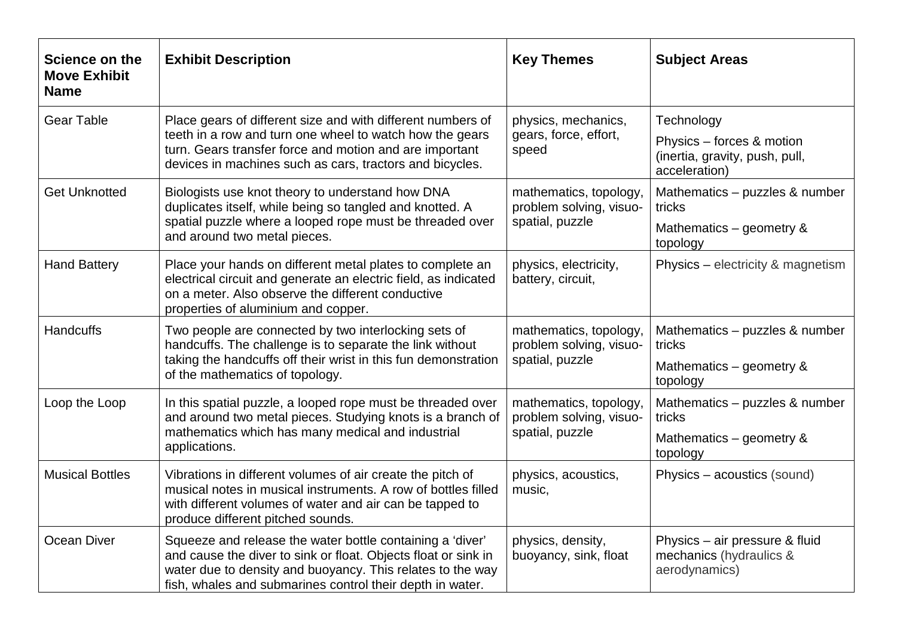| Science on the Move Exhibit Name | Exhibit Description | Key Themes | Subject Areas |
|---|---|---|---|
| Gear Table | Place gears of different size and with different numbers of teeth in a row and turn one wheel to watch how the gears turn. Gears transfer force and motion and are important devices in machines such as cars, tractors and bicycles. | physics, mechanics, gears, force, effort, speed | Technology<br>Physics – forces & motion (inertia, gravity, push, pull, acceleration) |
| Get Unknotted | Biologists use knot theory to understand how DNA duplicates itself, while being so tangled and knotted. A spatial puzzle where a looped rope must be threaded over and around two metal pieces. | mathematics, topology, problem solving, visuo-spatial, puzzle | Mathematics – puzzles & number tricks<br>Mathematics – geometry & topology |
| Hand Battery | Place your hands on different metal plates to complete an electrical circuit and generate an electric field, as indicated on a meter. Also observe the different conductive properties of aluminium and copper. | physics, electricity, battery, circuit, | Physics – electricity & magnetism |
| Handcuffs | Two people are connected by two interlocking sets of handcuffs. The challenge is to separate the link without taking the handcuffs off their wrist in this fun demonstration of the mathematics of topology. | mathematics, topology, problem solving, visuo-spatial, puzzle | Mathematics – puzzles & number tricks<br>Mathematics – geometry & topology |
| Loop the Loop | In this spatial puzzle, a looped rope must be threaded over and around two metal pieces. Studying knots is a branch of mathematics which has many medical and industrial applications. | mathematics, topology, problem solving, visuo-spatial, puzzle | Mathematics – puzzles & number tricks<br>Mathematics – geometry & topology |
| Musical Bottles | Vibrations in different volumes of air create the pitch of musical notes in musical instruments. A row of bottles filled with different volumes of water and air can be tapped to produce different pitched sounds. | physics, acoustics, music, | Physics – acoustics (sound) |
| Ocean Diver | Squeeze and release the water bottle containing a 'diver' and cause the diver to sink or float. Objects float or sink in water due to density and buoyancy. This relates to the way fish, whales and submarines control their depth in water. | physics, density, buoyancy, sink, float | Physics – air pressure & fluid mechanics (hydraulics & aerodynamics) |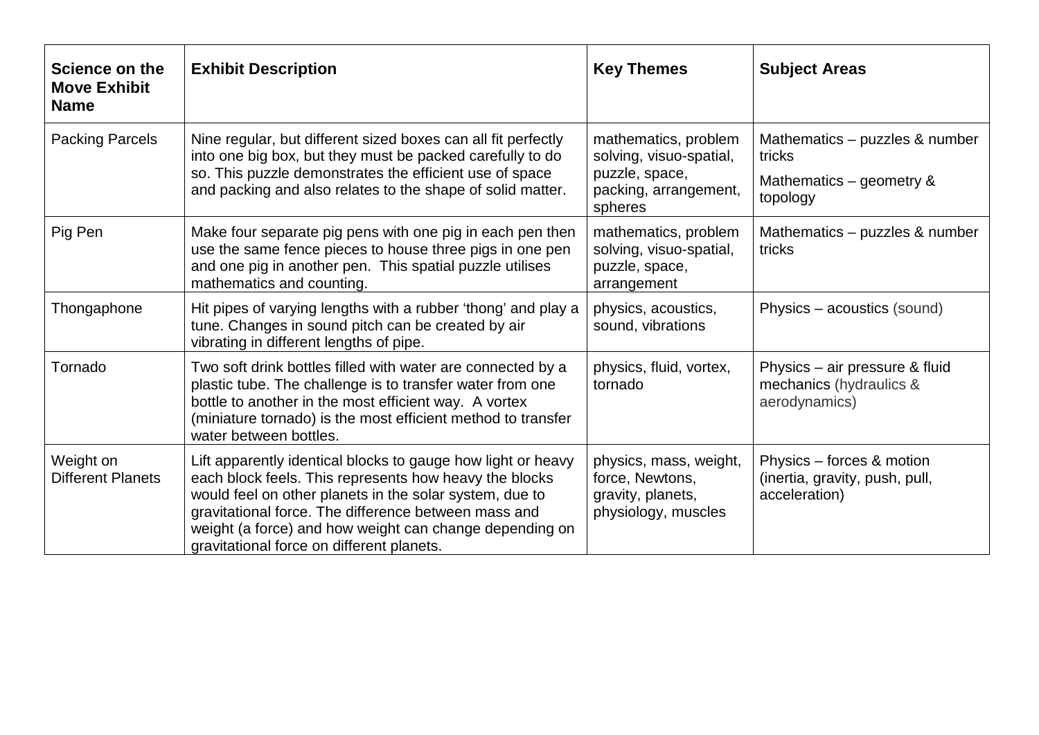| **Science on the Move Exhibit Name** | **Exhibit Description** | **Key Themes** | **Subject Areas** |
|---|---|---|---|
| Packing Parcels | Nine regular, but different sized boxes can all fit perfectly into one big box, but they must be packed carefully to do so. This puzzle demonstrates the efficient use of space and packing and also relates to the shape of solid matter. | mathematics, problem solving, visuo-spatial, puzzle, space, packing, arrangement, spheres | Mathematics – puzzles & number tricks<br>Mathematics – geometry & topology |
| Pig Pen | Make four separate pig pens with one pig in each pen then use the same fence pieces to house three pigs in one pen and one pig in another pen. This spatial puzzle utilises mathematics and counting. | mathematics, problem solving, visuo-spatial, puzzle, space, arrangement | Mathematics – puzzles & number tricks |
| Thongaphone | Hit pipes of varying lengths with a rubber 'thong' and play a tune. Changes in sound pitch can be created by air vibrating in different lengths of pipe. | physics, acoustics, sound, vibrations | Physics – acoustics (sound) |
| Tornado | Two soft drink bottles filled with water are connected by a plastic tube. The challenge is to transfer water from one bottle to another in the most efficient way. A vortex (miniature tornado) is the most efficient method to transfer water between bottles. | physics, fluid, vortex, tornado | Physics – air pressure & fluid mechanics (hydraulics & aerodynamics) |
| Weight on Different Planets | Lift apparently identical blocks to gauge how light or heavy each block feels. This represents how heavy the blocks would feel on other planets in the solar system, due to gravitational force. The difference between mass and weight (a force) and how weight can change depending on gravitational force on different planets. | physics, mass, weight, force, Newtons, gravity, planets, physiology, muscles | Physics – forces & motion (inertia, gravity, push, pull, acceleration) |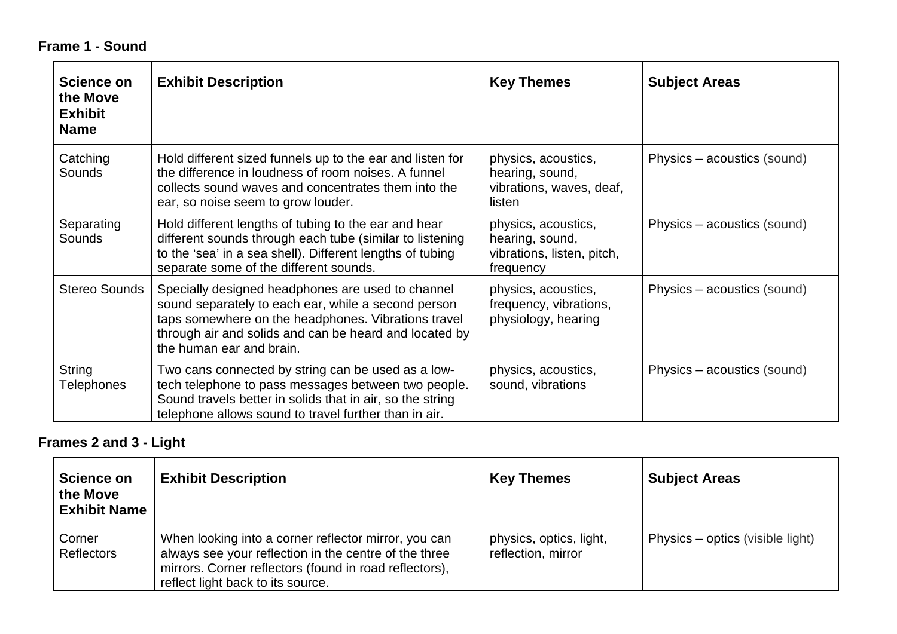**Frame 1 - Sound**

| Science on the Move Exhibit Name | Exhibit Description | Key Themes | Subject Areas |
|---|---|---|---|
| Catching Sounds | Hold different sized funnels up to the ear and listen for the difference in loudness of room noises. A funnel collects sound waves and concentrates them into the ear, so noise seem to grow louder. | physics, acoustics, hearing, sound, vibrations, waves, deaf, listen | Physics – acoustics (sound) |
| Separating Sounds | Hold different lengths of tubing to the ear and hear different sounds through each tube (similar to listening to the 'sea' in a sea shell). Different lengths of tubing separate some of the different sounds. | physics, acoustics, hearing, sound, vibrations, listen, pitch, frequency | Physics – acoustics (sound) |
| Stereo Sounds | Specially designed headphones are used to channel sound separately to each ear, while a second person taps somewhere on the headphones. Vibrations travel through air and solids and can be heard and located by the human ear and brain. | physics, acoustics, frequency, vibrations, physiology, hearing | Physics – acoustics (sound) |
| String Telephones | Two cans connected by string can be used as a low-tech telephone to pass messages between two people. Sound travels better in solids that in air, so the string telephone allows sound to travel further than in air. | physics, acoustics, sound, vibrations | Physics – acoustics (sound) |

**Frames 2 and 3 - Light**

| Science on the Move Exhibit Name | Exhibit Description | Key Themes | Subject Areas |
|---|---|---|---|
| Corner Reflectors | When looking into a corner reflector mirror, you can always see your reflection in the centre of the three mirrors. Corner reflectors (found in road reflectors), reflect light back to its source. | physics, optics, light, reflection, mirror | Physics – optics (visible light) |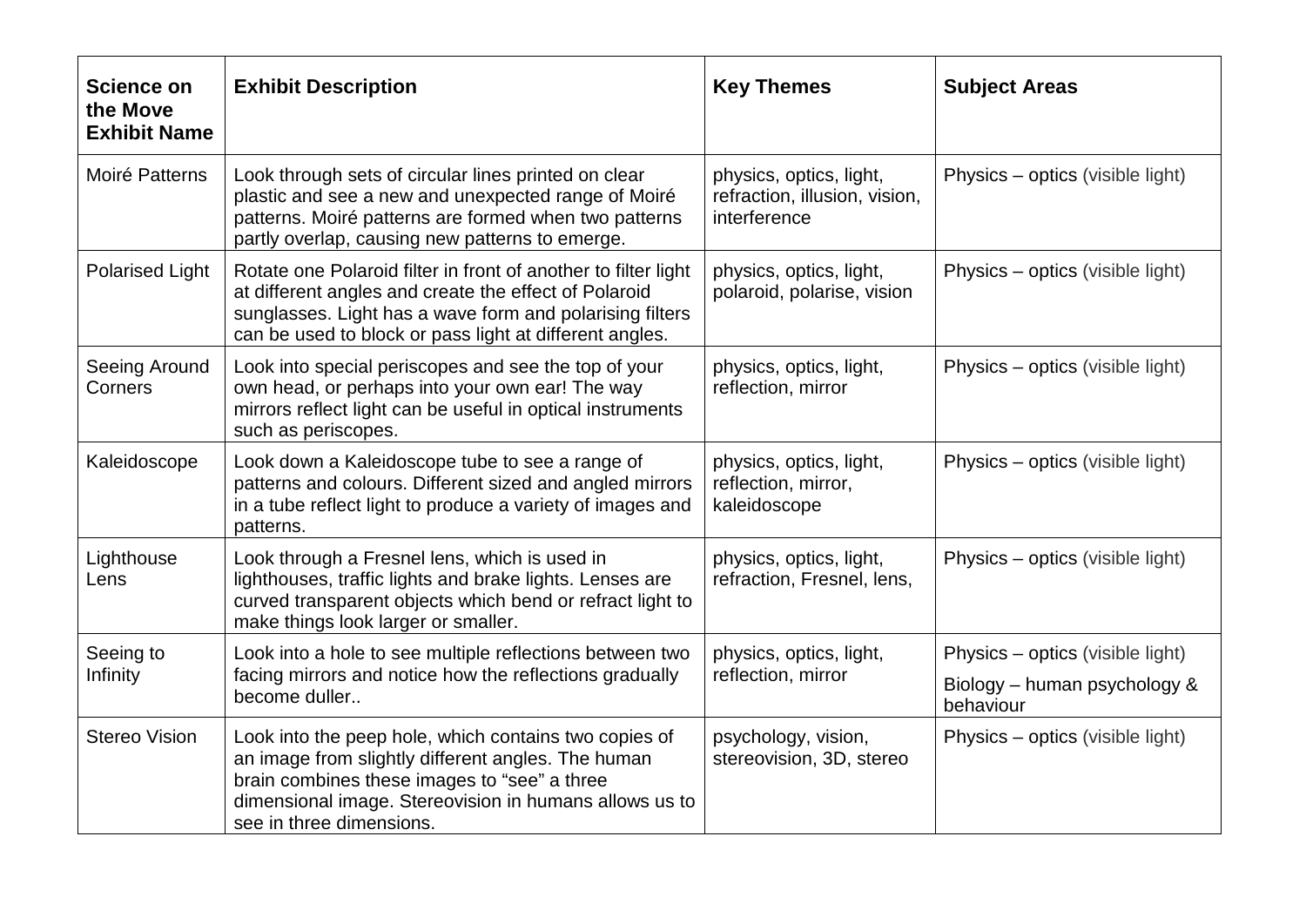| **Science on the Move Exhibit Name** | **Exhibit Description** | **Key Themes** | **Subject Areas** |
|---|---|---|---|
| Moiré Patterns | Look through sets of circular lines printed on clear plastic and see a new and unexpected range of Moiré patterns. Moiré patterns are formed when two patterns partly overlap, causing new patterns to emerge. | physics, optics, light, refraction, illusion, vision, interference | Physics – optics (visible light) |
| Polarised Light | Rotate one Polaroid filter in front of another to filter light at different angles and create the effect of Polaroid sunglasses. Light has a wave form and polarising filters can be used to block or pass light at different angles. | physics, optics, light, polaroid, polarise, vision | Physics – optics (visible light) |
| Seeing Around Corners | Look into special periscopes and see the top of your own head, or perhaps into your own ear! The way mirrors reflect light can be useful in optical instruments such as periscopes. | physics, optics, light, reflection, mirror | Physics – optics (visible light) |
| Kaleidoscope | Look down a Kaleidoscope tube to see a range of patterns and colours. Different sized and angled mirrors in a tube reflect light to produce a variety of images and patterns. | physics, optics, light, reflection, mirror, kaleidoscope | Physics – optics (visible light) |
| Lighthouse Lens | Look through a Fresnel lens, which is used in lighthouses, traffic lights and brake lights. Lenses are curved transparent objects which bend or refract light to make things look larger or smaller. | physics, optics, light, refraction, Fresnel, lens, | Physics – optics (visible light) |
| Seeing to Infinity | Look into a hole to see multiple reflections between two facing mirrors and notice how the reflections gradually become duller.. | physics, optics, light, reflection, mirror | Physics – optics (visible light)<br>Biology – human psychology & behaviour |
| Stereo Vision | Look into the peep hole, which contains two copies of an image from slightly different angles. The human brain combines these images to "see" a three dimensional image. Stereovision in humans allows us to see in three dimensions. | psychology, vision, stereovision, 3D, stereo | Physics – optics (visible light) |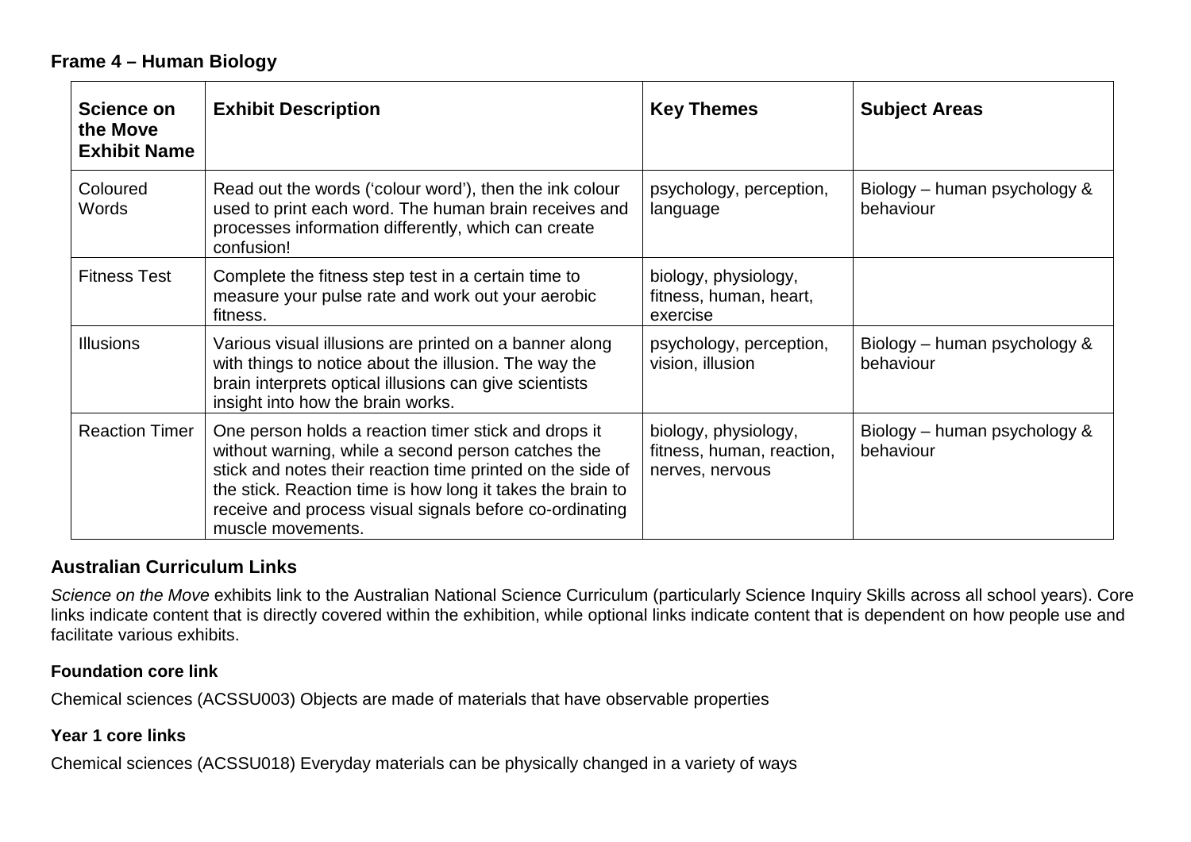### Frame 4 – Human Biology

| Science on the Move Exhibit Name | Exhibit Description | Key Themes | Subject Areas |
|---|---|---|---|
| Coloured Words | Read out the words ('colour word'), then the ink colour used to print each word. The human brain receives and processes information differently, which can create confusion! | psychology, perception, language | Biology – human psychology & behaviour |
| Fitness Test | Complete the fitness step test in a certain time to measure your pulse rate and work out your aerobic fitness. | biology, physiology, fitness, human, heart, exercise | |
| Illusions | Various visual illusions are printed on a banner along with things to notice about the illusion. The way the brain interprets optical illusions can give scientists insight into how the brain works. | psychology, perception, vision, illusion | Biology – human psychology & behaviour |
| Reaction Timer | One person holds a reaction timer stick and drops it without warning, while a second person catches the stick and notes their reaction time printed on the side of the stick. Reaction time is how long it takes the brain to receive and process visual signals before co-ordinating muscle movements. | biology, physiology, fitness, human, reaction, nerves, nervous | Biology – human psychology & behaviour |

## Australian Curriculum Links

*Science on the Move* exhibits link to the Australian National Science Curriculum (particularly Science Inquiry Skills across all school years). Core links indicate content that is directly covered within the exhibition, while optional links indicate content that is dependent on how people use and facilitate various exhibits.

### Foundation core link

Chemical sciences (ACSSU003) Objects are made of materials that have observable properties

### Year 1 core links

Chemical sciences (ACSSU018) Everyday materials can be physically changed in a variety of ways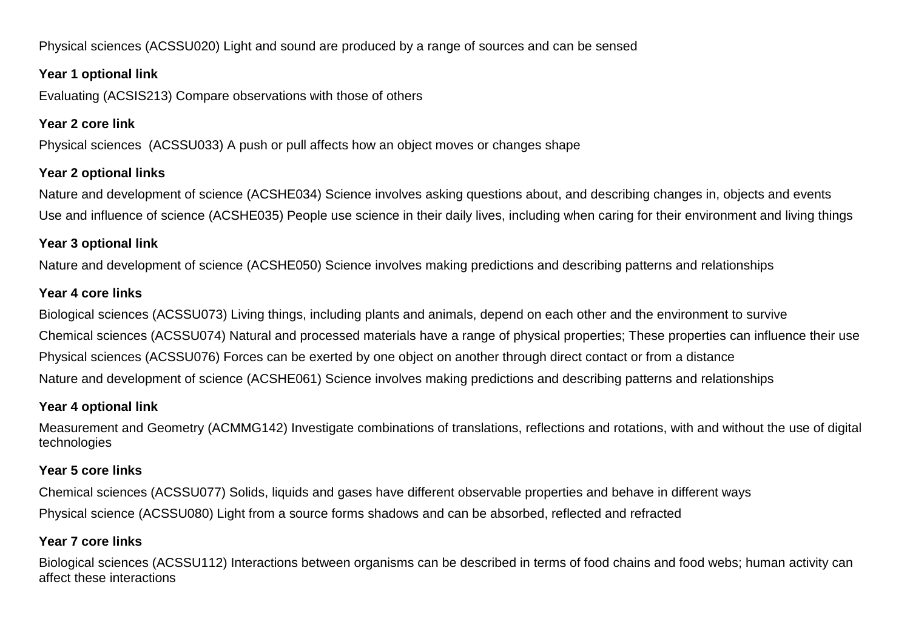Physical sciences (ACSSU020) Light and sound are produced by a range of sources and can be sensed

**Year 1 optional link**

Evaluating (ACSIS213) Compare observations with those of others

**Year 2 core link**

Physical sciences (ACSSU033) A push or pull affects how an object moves or changes shape

**Year 2 optional links**

Nature and development of science (ACSHE034) Science involves asking questions about, and describing changes in, objects and events

Use and influence of science (ACSHE035) People use science in their daily lives, including when caring for their environment and living things

**Year 3 optional link**

Nature and development of science (ACSHE050) Science involves making predictions and describing patterns and relationships

**Year 4 core links**

Biological sciences (ACSSU073) Living things, including plants and animals, depend on each other and the environment to survive

Chemical sciences (ACSSU074) Natural and processed materials have a range of physical properties; These properties can influence their use

Physical sciences (ACSSU076) Forces can be exerted by one object on another through direct contact or from a distance

Nature and development of science (ACSHE061) Science involves making predictions and describing patterns and relationships

**Year 4 optional link**

Measurement and Geometry (ACMMG142) Investigate combinations of translations, reflections and rotations, with and without the use of digital technologies

**Year 5 core links**

Chemical sciences (ACSSU077) Solids, liquids and gases have different observable properties and behave in different ways

Physical science (ACSSU080) Light from a source forms shadows and can be absorbed, reflected and refracted

**Year 7 core links**

Biological sciences (ACSSU112) Interactions between organisms can be described in terms of food chains and food webs; human activity can affect these interactions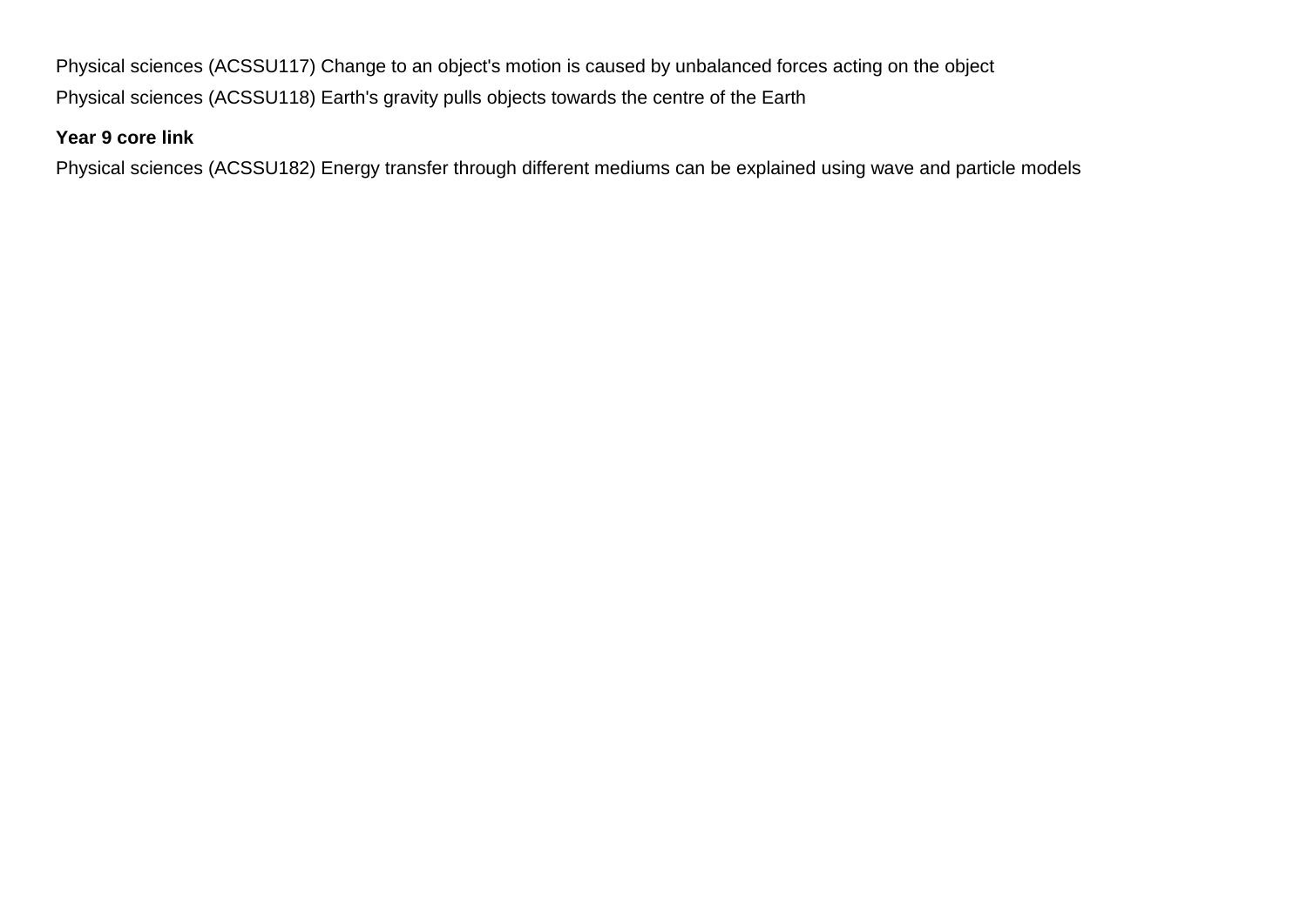Physical sciences (ACSSU117) Change to an object's motion is caused by unbalanced forces acting on the object

Physical sciences (ACSSU118) Earth's gravity pulls objects towards the centre of the Earth

**Year 9 core link**

Physical sciences (ACSSU182) Energy transfer through different mediums can be explained using wave and particle models